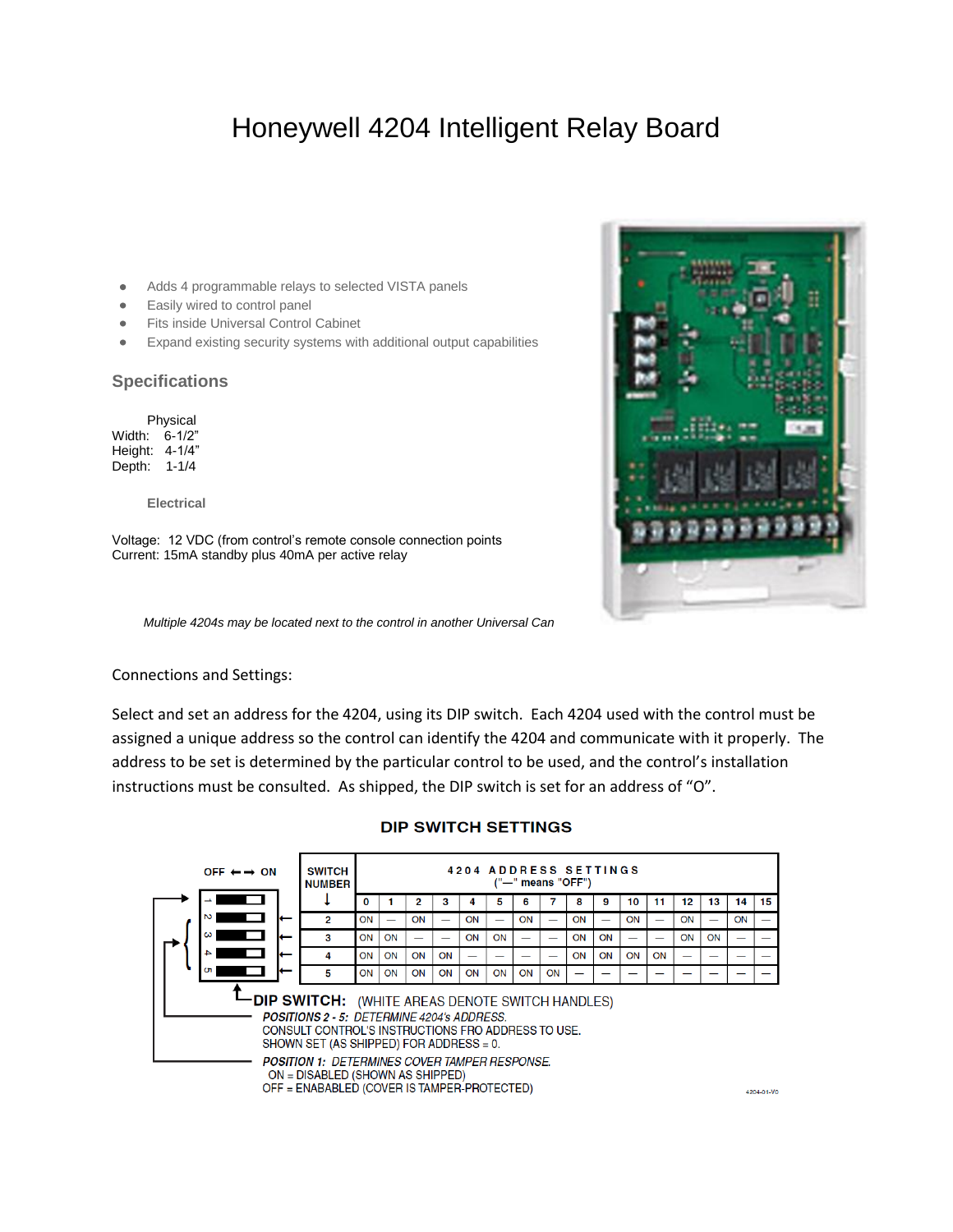# Honeywell 4204 Intelligent Relay Board

- Adds 4 programmable relays to selected VISTA panels
- Easily wired to control panel
- Fits inside Universal Control Cabinet
- Expand existing security systems with additional output capabilities

## Specifications

Physical

Width: 6-1/2"
Height: 4-1/4"
Depth: 1-1/4

**Electrical**

Voltage: 12 VDC (from control's remote console connection points
Current: 15mA standby plus 40mA per active relay

*Multiple 4204s may be located next to the control in another Universal Can*

Connections and Settings:

Select and set an address for the 4204, using its DIP switch. Each 4204 used with the control must be assigned a unique address so the control can identify the 4204 and communicate with it properly. The address to be set is determined by the particular control to be used, and the control's installation instructions must be consulted. As shipped, the DIP switch is set for an address of "O".

**DIP SWITCH SETTINGS**

OFF ← → ON

| SWITCH NUMBER | 4204 ADDRESS SETTINGS ("—" means "OFF") | | | | | | | | | | | | | | | |
|---|---|---|---|---|---|---|---|---|---|---|---|---|---|---|---|---|
| ↓ | 0 | 1 | 2 | 3 | 4 | 5 | 6 | 7 | 8 | 9 | 10 | 11 | 12 | 13 | 14 | 15 |
| 2 | ON | — | ON | — | ON | — | ON | — | ON | — | ON | — | ON | — | ON | — |
| 3 | ON | ON | — | — | ON | ON | — | — | ON | ON | — | — | ON | ON | — | — |
| 4 | ON | ON | ON | ON | — | — | — | — | ON | ON | ON | ON | — | — | — | — |
| 5 | ON | ON | ON | ON | ON | ON | ON | ON | — | — | — | — | — | — | — | — |

**DIP SWITCH:** (WHITE AREAS DENOTE SWITCH HANDLES)

***POSITIONS 2 - 5:** DETERMINE 4204's ADDRESS.*
CONSULT CONTROL'S INSTRUCTIONS FRO ADDRESS TO USE.
SHOWN SET (AS SHIPPED) FOR ADDRESS = 0.

***POSITION 1:** DETERMINES COVER TAMPER RESPONSE.*
ON = DISABLED (SHOWN AS SHIPPED)
OFF = ENABABLED (COVER IS TAMPER-PROTECTED)

4204-01-V0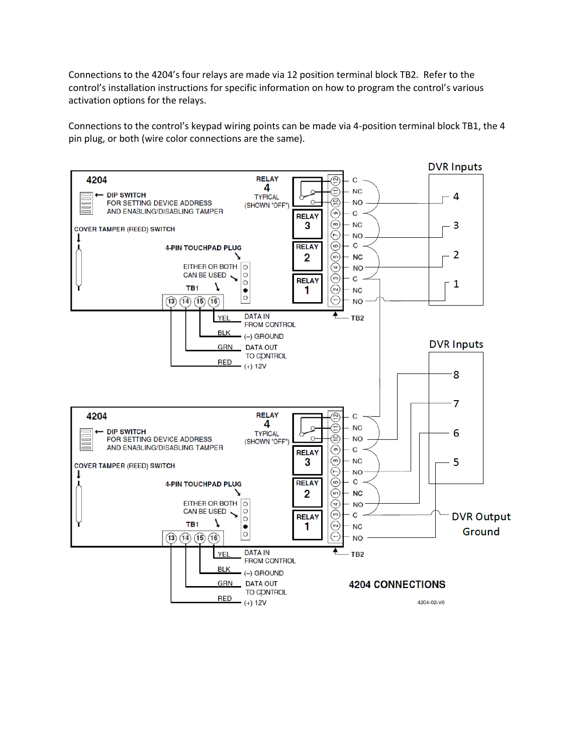Connections to the 4204's four relays are made via 12 position terminal block TB2. Refer to the control's installation instructions for specific information on how to program the control's various activation options for the relays.

Connections to the control's keypad wiring points can be made via 4-position terminal block TB1, the 4 pin plug, or both (wire color connections are the same).

4204

DIP SWITCH FOR SETTING DEVICE ADDRESS AND ENABLING/DISABLING TAMPER

COVER TAMPER (REED) SWITCH

4-PIN TOUCHPAD PLUG

EITHER OR BOTH CAN BE USED

TB1

13 14 15 16

RELAY 4 TYPICAL (SHOWN "OFF")

RELAY 3

RELAY 2

RELAY 1

12 C
11 NC
10 NO
9 C
8 NC
7 NO
6 C
5 NC
4 NO
3 C
2 NC
1 NO

TB2

YEL DATA IN FROM CONTROL

BLK (–) GROUND

GRN DATA OUT TO CONTROL

RED (+) 12V

DVR Inputs

4
3
2
1

4204

DIP SWITCH FOR SETTING DEVICE ADDRESS AND ENABLING/DISABLING TAMPER

COVER TAMPER (REED) SWITCH

4-PIN TOUCHPAD PLUG

EITHER OR BOTH CAN BE USED

TB1

13 14 15 16

RELAY 4 TYPICAL (SHOWN "OFF")

RELAY 3

RELAY 2

RELAY 1

12 C
11 NC
10 NO
9 C
8 NC
7 NO
6 C
5 NC
4 NO
3 C
2 NC
1 NO

TB2

YEL DATA IN FROM CONTROL

BLK (–) GROUND

GRN DATA OUT TO CONTROL

RED (+) 12V

DVR Inputs

8
7
6
5

DVR Output Ground

4204 CONNECTIONS

4204-02-V0